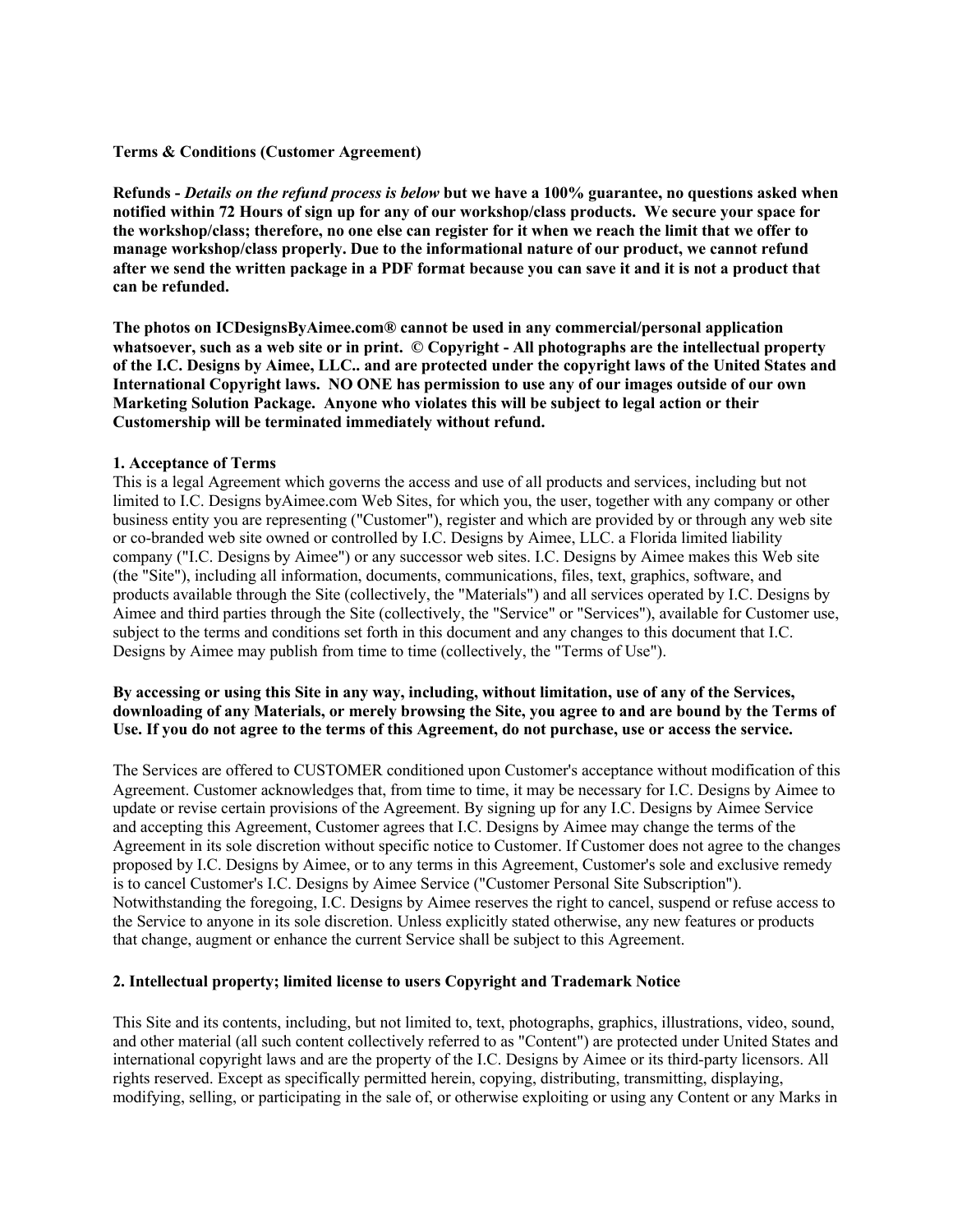**Terms & Conditions (Customer Agreement)**

**Refunds -** ***Details on the refund process is below*** **but we have a 100% guarantee, no questions asked when notified within 72 Hours of sign up for any of our workshop/class products. We secure your space for the workshop/class; therefore, no one else can register for it when we reach the limit that we offer to manage workshop/class properly. Due to the informational nature of our product, we cannot refund after we send the written package in a PDF format because you can save it and it is not a product that can be refunded.**

**The photos on ICDesignsByAimee.com® cannot be used in any commercial/personal application whatsoever, such as a web site or in print. © Copyright - All photographs are the intellectual property of the I.C. Designs by Aimee, LLC.. and are protected under the copyright laws of the United States and International Copyright laws. NO ONE has permission to use any of our images outside of our own Marketing Solution Package. Anyone who violates this will be subject to legal action or their Customership will be terminated immediately without refund.**

**1. Acceptance of Terms**

This is a legal Agreement which governs the access and use of all products and services, including but not limited to I.C. Designs byAimee.com Web Sites, for which you, the user, together with any company or other business entity you are representing ("Customer"), register and which are provided by or through any web site or co-branded web site owned or controlled by I.C. Designs by Aimee, LLC. a Florida limited liability company ("I.C. Designs by Aimee") or any successor web sites. I.C. Designs by Aimee makes this Web site (the "Site"), including all information, documents, communications, files, text, graphics, software, and products available through the Site (collectively, the "Materials") and all services operated by I.C. Designs by Aimee and third parties through the Site (collectively, the "Service" or "Services"), available for Customer use, subject to the terms and conditions set forth in this document and any changes to this document that I.C. Designs by Aimee may publish from time to time (collectively, the "Terms of Use").

**By accessing or using this Site in any way, including, without limitation, use of any of the Services, downloading of any Materials, or merely browsing the Site, you agree to and are bound by the Terms of Use. If you do not agree to the terms of this Agreement, do not purchase, use or access the service.**

The Services are offered to CUSTOMER conditioned upon Customer's acceptance without modification of this Agreement. Customer acknowledges that, from time to time, it may be necessary for I.C. Designs by Aimee to update or revise certain provisions of the Agreement. By signing up for any I.C. Designs by Aimee Service and accepting this Agreement, Customer agrees that I.C. Designs by Aimee may change the terms of the Agreement in its sole discretion without specific notice to Customer. If Customer does not agree to the changes proposed by I.C. Designs by Aimee, or to any terms in this Agreement, Customer's sole and exclusive remedy is to cancel Customer's I.C. Designs by Aimee Service ("Customer Personal Site Subscription"). Notwithstanding the foregoing, I.C. Designs by Aimee reserves the right to cancel, suspend or refuse access to the Service to anyone in its sole discretion. Unless explicitly stated otherwise, any new features or products that change, augment or enhance the current Service shall be subject to this Agreement.

**2. Intellectual property; limited license to users Copyright and Trademark Notice**

This Site and its contents, including, but not limited to, text, photographs, graphics, illustrations, video, sound, and other material (all such content collectively referred to as "Content") are protected under United States and international copyright laws and are the property of the I.C. Designs by Aimee or its third-party licensors. All rights reserved. Except as specifically permitted herein, copying, distributing, transmitting, displaying, modifying, selling, or participating in the sale of, or otherwise exploiting or using any Content or any Marks in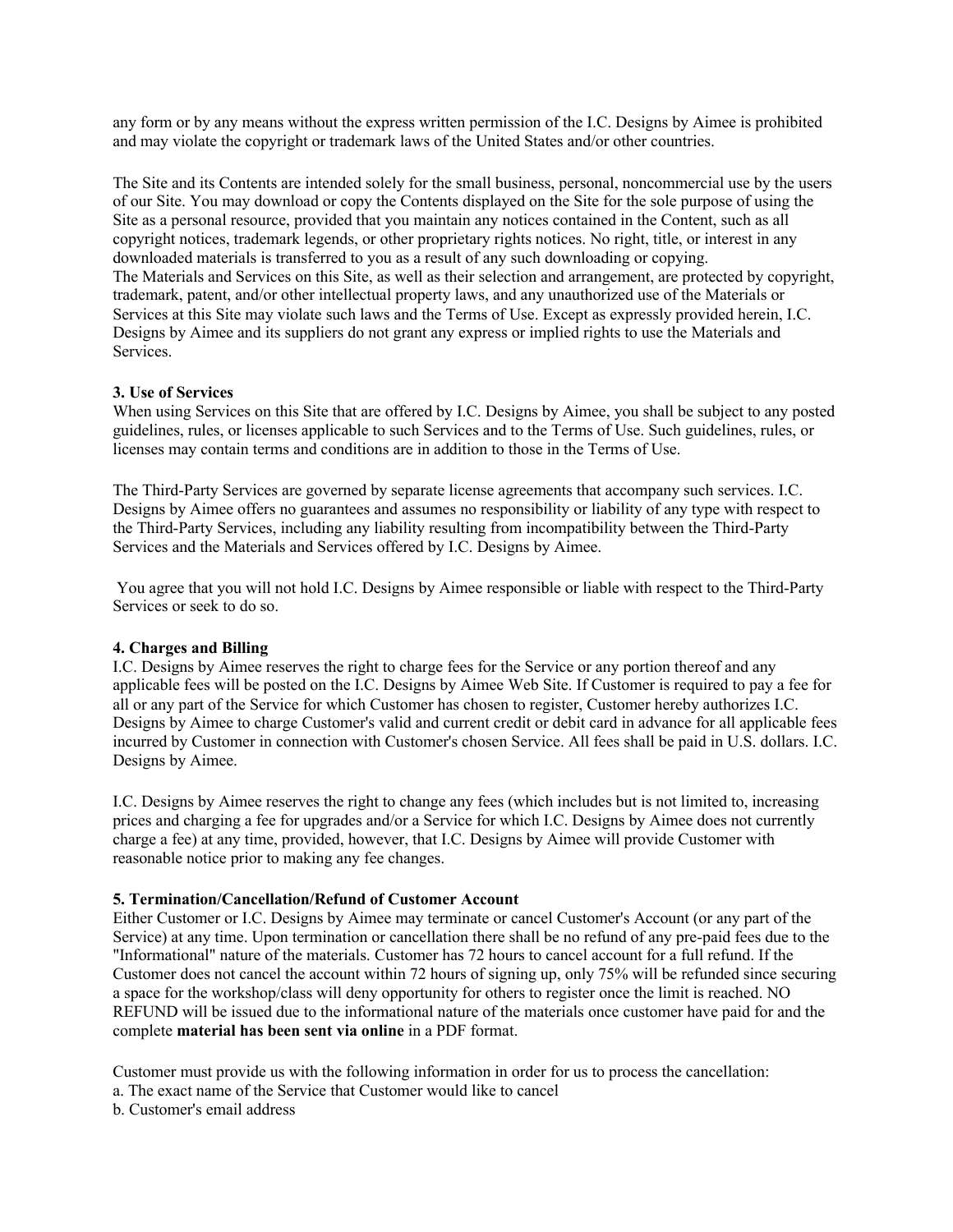any form or by any means without the express written permission of the I.C. Designs by Aimee is prohibited and may violate the copyright or trademark laws of the United States and/or other countries.

The Site and its Contents are intended solely for the small business, personal, noncommercial use by the users of our Site. You may download or copy the Contents displayed on the Site for the sole purpose of using the Site as a personal resource, provided that you maintain any notices contained in the Content, such as all copyright notices, trademark legends, or other proprietary rights notices. No right, title, or interest in any downloaded materials is transferred to you as a result of any such downloading or copying.
The Materials and Services on this Site, as well as their selection and arrangement, are protected by copyright, trademark, patent, and/or other intellectual property laws, and any unauthorized use of the Materials or Services at this Site may violate such laws and the Terms of Use. Except as expressly provided herein, I.C. Designs by Aimee and its suppliers do not grant any express or implied rights to use the Materials and Services.

**3. Use of Services**
When using Services on this Site that are offered by I.C. Designs by Aimee, you shall be subject to any posted guidelines, rules, or licenses applicable to such Services and to the Terms of Use. Such guidelines, rules, or licenses may contain terms and conditions are in addition to those in the Terms of Use.

The Third-Party Services are governed by separate license agreements that accompany such services. I.C. Designs by Aimee offers no guarantees and assumes no responsibility or liability of any type with respect to the Third-Party Services, including any liability resulting from incompatibility between the Third-Party Services and the Materials and Services offered by I.C. Designs by Aimee.

You agree that you will not hold I.C. Designs by Aimee responsible or liable with respect to the Third-Party Services or seek to do so.

**4. Charges and Billing**
I.C. Designs by Aimee reserves the right to charge fees for the Service or any portion thereof and any applicable fees will be posted on the I.C. Designs by Aimee Web Site. If Customer is required to pay a fee for all or any part of the Service for which Customer has chosen to register, Customer hereby authorizes I.C. Designs by Aimee to charge Customer's valid and current credit or debit card in advance for all applicable fees incurred by Customer in connection with Customer's chosen Service. All fees shall be paid in U.S. dollars. I.C. Designs by Aimee.

I.C. Designs by Aimee reserves the right to change any fees (which includes but is not limited to, increasing prices and charging a fee for upgrades and/or a Service for which I.C. Designs by Aimee does not currently charge a fee) at any time, provided, however, that I.C. Designs by Aimee will provide Customer with reasonable notice prior to making any fee changes.

**5. Termination/Cancellation/Refund of Customer Account**
Either Customer or I.C. Designs by Aimee may terminate or cancel Customer's Account (or any part of the Service) at any time. Upon termination or cancellation there shall be no refund of any pre-paid fees due to the "Informational" nature of the materials. Customer has 72 hours to cancel account for a full refund. If the Customer does not cancel the account within 72 hours of signing up, only 75% will be refunded since securing a space for the workshop/class will deny opportunity for others to register once the limit is reached. NO REFUND will be issued due to the informational nature of the materials once customer have paid for and the complete **material has been sent via online** in a PDF format.

Customer must provide us with the following information in order for us to process the cancellation:
a. The exact name of the Service that Customer would like to cancel
b. Customer's email address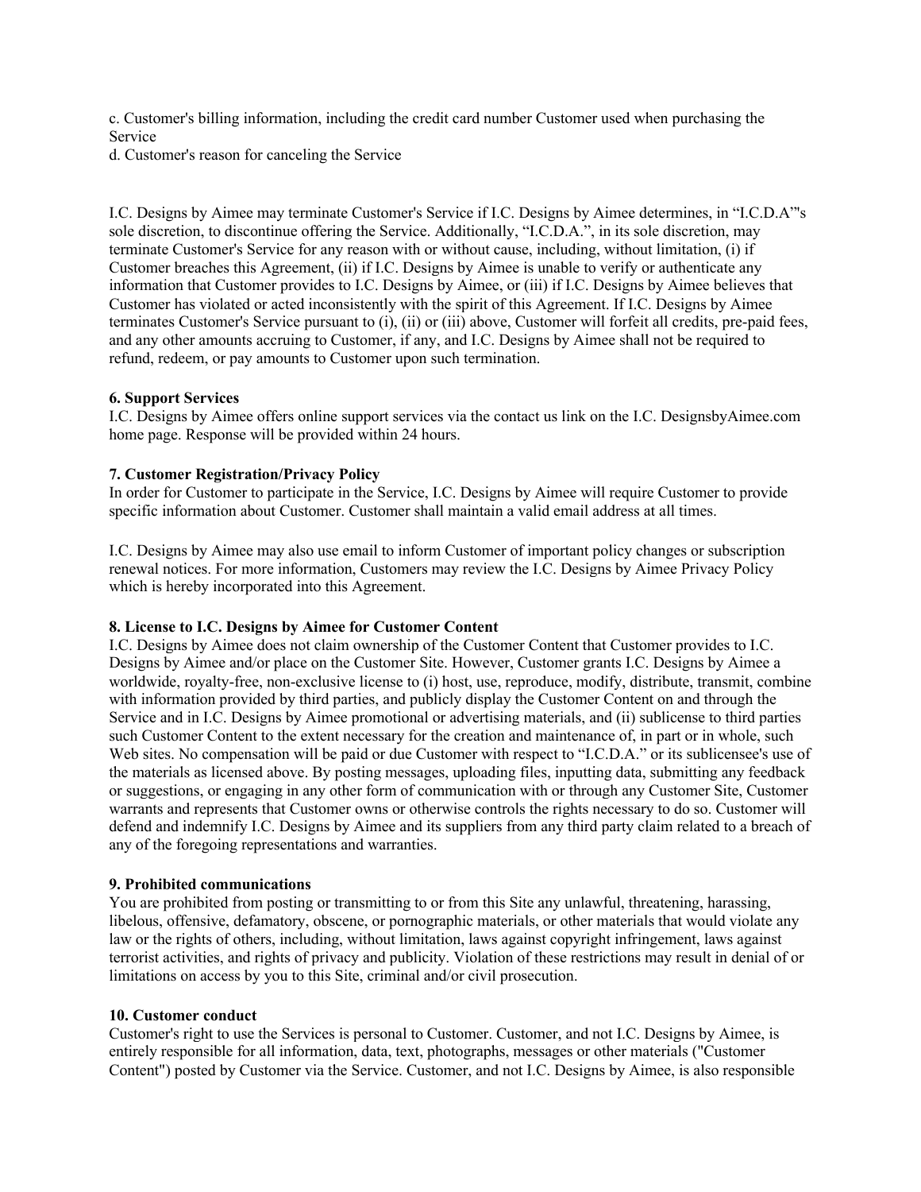c. Customer's billing information, including the credit card number Customer used when purchasing the Service
d. Customer's reason for canceling the Service

I.C. Designs by Aimee may terminate Customer's Service if I.C. Designs by Aimee determines, in "I.C.D.A'"s sole discretion, to discontinue offering the Service. Additionally, "I.C.D.A.", in its sole discretion, may terminate Customer's Service for any reason with or without cause, including, without limitation, (i) if Customer breaches this Agreement, (ii) if I.C. Designs by Aimee is unable to verify or authenticate any information that Customer provides to I.C. Designs by Aimee, or (iii) if I.C. Designs by Aimee believes that Customer has violated or acted inconsistently with the spirit of this Agreement. If I.C. Designs by Aimee terminates Customer's Service pursuant to (i), (ii) or (iii) above, Customer will forfeit all credits, pre-paid fees, and any other amounts accruing to Customer, if any, and I.C. Designs by Aimee shall not be required to refund, redeem, or pay amounts to Customer upon such termination.

**6. Support Services**
I.C. Designs by Aimee offers online support services via the contact us link on the I.C. DesignsbyAimee.com home page. Response will be provided within 24 hours.

**7. Customer Registration/Privacy Policy**
In order for Customer to participate in the Service, I.C. Designs by Aimee will require Customer to provide specific information about Customer. Customer shall maintain a valid email address at all times.

I.C. Designs by Aimee may also use email to inform Customer of important policy changes or subscription renewal notices. For more information, Customers may review the I.C. Designs by Aimee Privacy Policy which is hereby incorporated into this Agreement.

**8. License to I.C. Designs by Aimee for Customer Content**
I.C. Designs by Aimee does not claim ownership of the Customer Content that Customer provides to I.C. Designs by Aimee and/or place on the Customer Site. However, Customer grants I.C. Designs by Aimee a worldwide, royalty-free, non-exclusive license to (i) host, use, reproduce, modify, distribute, transmit, combine with information provided by third parties, and publicly display the Customer Content on and through the Service and in I.C. Designs by Aimee promotional or advertising materials, and (ii) sublicense to third parties such Customer Content to the extent necessary for the creation and maintenance of, in part or in whole, such Web sites. No compensation will be paid or due Customer with respect to "I.C.D.A." or its sublicensee's use of the materials as licensed above. By posting messages, uploading files, inputting data, submitting any feedback or suggestions, or engaging in any other form of communication with or through any Customer Site, Customer warrants and represents that Customer owns or otherwise controls the rights necessary to do so. Customer will defend and indemnify I.C. Designs by Aimee and its suppliers from any third party claim related to a breach of any of the foregoing representations and warranties.

**9. Prohibited communications**
You are prohibited from posting or transmitting to or from this Site any unlawful, threatening, harassing, libelous, offensive, defamatory, obscene, or pornographic materials, or other materials that would violate any law or the rights of others, including, without limitation, laws against copyright infringement, laws against terrorist activities, and rights of privacy and publicity. Violation of these restrictions may result in denial of or limitations on access by you to this Site, criminal and/or civil prosecution.

**10. Customer conduct**
Customer's right to use the Services is personal to Customer. Customer, and not I.C. Designs by Aimee, is entirely responsible for all information, data, text, photographs, messages or other materials ("Customer Content") posted by Customer via the Service. Customer, and not I.C. Designs by Aimee, is also responsible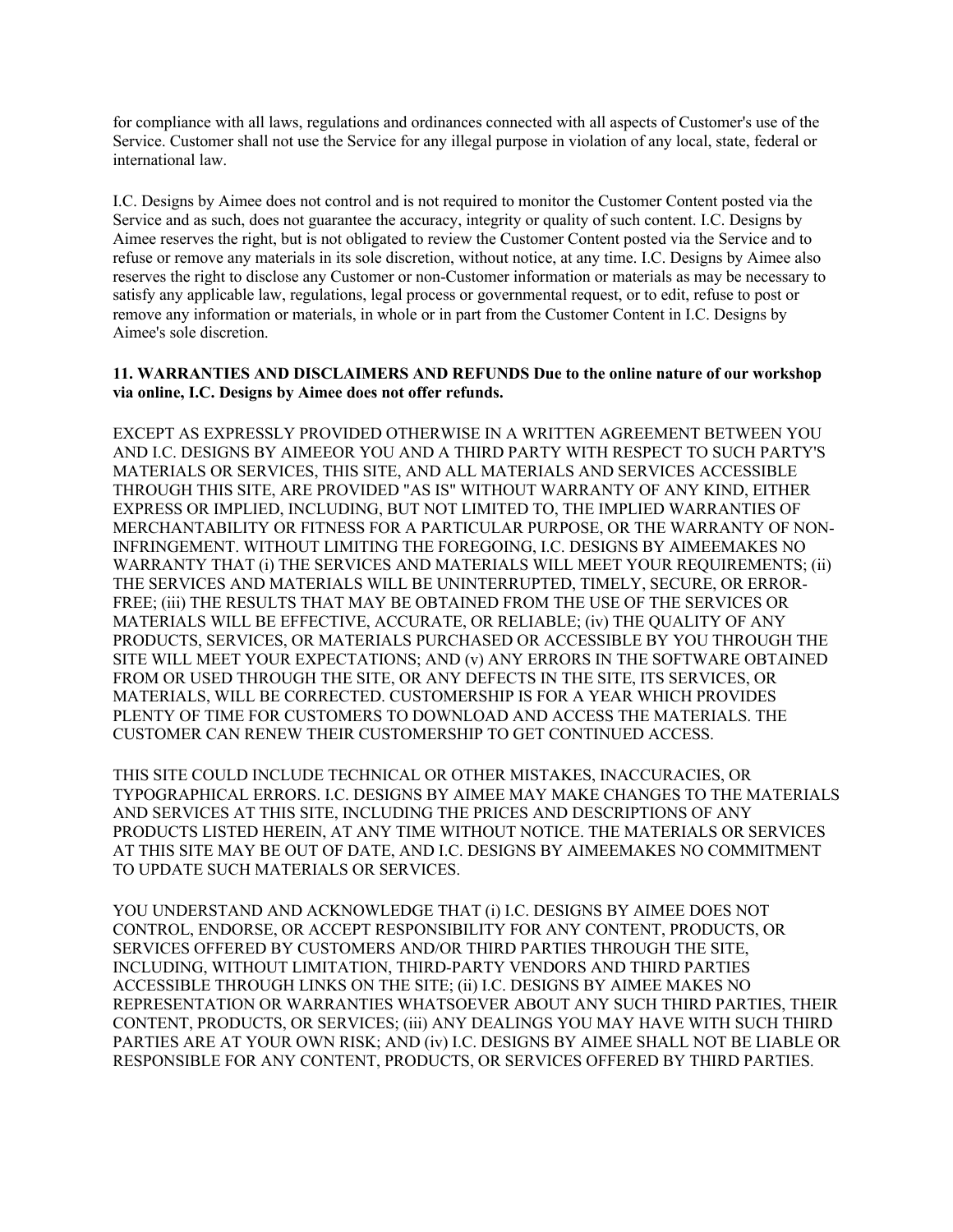for compliance with all laws, regulations and ordinances connected with all aspects of Customer's use of the Service. Customer shall not use the Service for any illegal purpose in violation of any local, state, federal or international law.

I.C. Designs by Aimee does not control and is not required to monitor the Customer Content posted via the Service and as such, does not guarantee the accuracy, integrity or quality of such content. I.C. Designs by Aimee reserves the right, but is not obligated to review the Customer Content posted via the Service and to refuse or remove any materials in its sole discretion, without notice, at any time. I.C. Designs by Aimee also reserves the right to disclose any Customer or non-Customer information or materials as may be necessary to satisfy any applicable law, regulations, legal process or governmental request, or to edit, refuse to post or remove any information or materials, in whole or in part from the Customer Content in I.C. Designs by Aimee's sole discretion.

**11. WARRANTIES AND DISCLAIMERS AND REFUNDS Due to the online nature of our workshop via online, I.C. Designs by Aimee does not offer refunds.**

EXCEPT AS EXPRESSLY PROVIDED OTHERWISE IN A WRITTEN AGREEMENT BETWEEN YOU AND I.C. DESIGNS BY AIMEEOR YOU AND A THIRD PARTY WITH RESPECT TO SUCH PARTY'S MATERIALS OR SERVICES, THIS SITE, AND ALL MATERIALS AND SERVICES ACCESSIBLE THROUGH THIS SITE, ARE PROVIDED "AS IS" WITHOUT WARRANTY OF ANY KIND, EITHER EXPRESS OR IMPLIED, INCLUDING, BUT NOT LIMITED TO, THE IMPLIED WARRANTIES OF MERCHANTABILITY OR FITNESS FOR A PARTICULAR PURPOSE, OR THE WARRANTY OF NON-INFRINGEMENT. WITHOUT LIMITING THE FOREGOING, I.C. DESIGNS BY AIMEEMAKES NO WARRANTY THAT (i) THE SERVICES AND MATERIALS WILL MEET YOUR REQUIREMENTS; (ii) THE SERVICES AND MATERIALS WILL BE UNINTERRUPTED, TIMELY, SECURE, OR ERROR-FREE; (iii) THE RESULTS THAT MAY BE OBTAINED FROM THE USE OF THE SERVICES OR MATERIALS WILL BE EFFECTIVE, ACCURATE, OR RELIABLE; (iv) THE QUALITY OF ANY PRODUCTS, SERVICES, OR MATERIALS PURCHASED OR ACCESSIBLE BY YOU THROUGH THE SITE WILL MEET YOUR EXPECTATIONS; AND (v) ANY ERRORS IN THE SOFTWARE OBTAINED FROM OR USED THROUGH THE SITE, OR ANY DEFECTS IN THE SITE, ITS SERVICES, OR MATERIALS, WILL BE CORRECTED. CUSTOMERSHIP IS FOR A YEAR WHICH PROVIDES PLENTY OF TIME FOR CUSTOMERS TO DOWNLOAD AND ACCESS THE MATERIALS. THE CUSTOMER CAN RENEW THEIR CUSTOMERSHIP TO GET CONTINUED ACCESS.

THIS SITE COULD INCLUDE TECHNICAL OR OTHER MISTAKES, INACCURACIES, OR TYPOGRAPHICAL ERRORS. I.C. DESIGNS BY AIMEE MAY MAKE CHANGES TO THE MATERIALS AND SERVICES AT THIS SITE, INCLUDING THE PRICES AND DESCRIPTIONS OF ANY PRODUCTS LISTED HEREIN, AT ANY TIME WITHOUT NOTICE. THE MATERIALS OR SERVICES AT THIS SITE MAY BE OUT OF DATE, AND I.C. DESIGNS BY AIMEEMAKES NO COMMITMENT TO UPDATE SUCH MATERIALS OR SERVICES.

YOU UNDERSTAND AND ACKNOWLEDGE THAT (i) I.C. DESIGNS BY AIMEE DOES NOT CONTROL, ENDORSE, OR ACCEPT RESPONSIBILITY FOR ANY CONTENT, PRODUCTS, OR SERVICES OFFERED BY CUSTOMERS AND/OR THIRD PARTIES THROUGH THE SITE, INCLUDING, WITHOUT LIMITATION, THIRD-PARTY VENDORS AND THIRD PARTIES ACCESSIBLE THROUGH LINKS ON THE SITE; (ii) I.C. DESIGNS BY AIMEE MAKES NO REPRESENTATION OR WARRANTIES WHATSOEVER ABOUT ANY SUCH THIRD PARTIES, THEIR CONTENT, PRODUCTS, OR SERVICES; (iii) ANY DEALINGS YOU MAY HAVE WITH SUCH THIRD PARTIES ARE AT YOUR OWN RISK; AND (iv) I.C. DESIGNS BY AIMEE SHALL NOT BE LIABLE OR RESPONSIBLE FOR ANY CONTENT, PRODUCTS, OR SERVICES OFFERED BY THIRD PARTIES.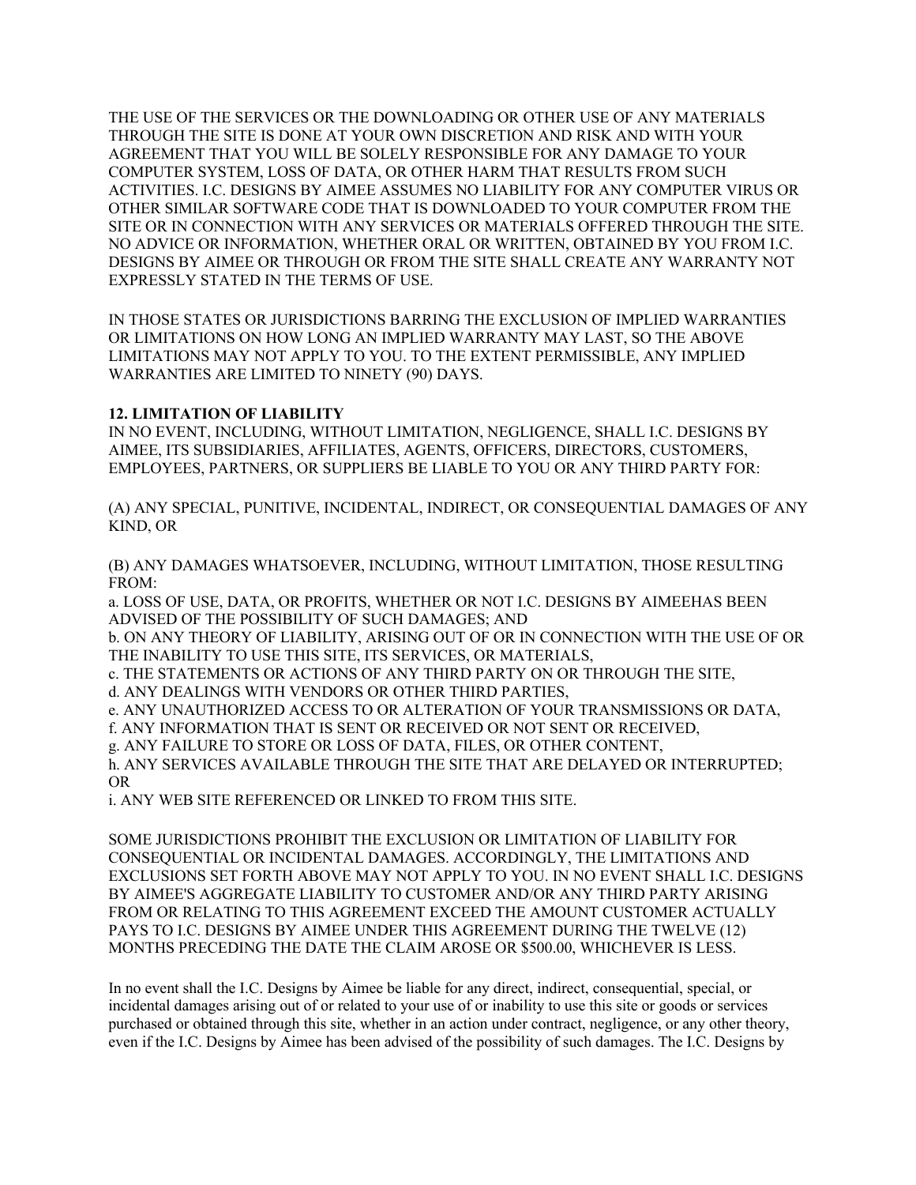THE USE OF THE SERVICES OR THE DOWNLOADING OR OTHER USE OF ANY MATERIALS THROUGH THE SITE IS DONE AT YOUR OWN DISCRETION AND RISK AND WITH YOUR AGREEMENT THAT YOU WILL BE SOLELY RESPONSIBLE FOR ANY DAMAGE TO YOUR COMPUTER SYSTEM, LOSS OF DATA, OR OTHER HARM THAT RESULTS FROM SUCH ACTIVITIES. I.C. DESIGNS BY AIMEE ASSUMES NO LIABILITY FOR ANY COMPUTER VIRUS OR OTHER SIMILAR SOFTWARE CODE THAT IS DOWNLOADED TO YOUR COMPUTER FROM THE SITE OR IN CONNECTION WITH ANY SERVICES OR MATERIALS OFFERED THROUGH THE SITE. NO ADVICE OR INFORMATION, WHETHER ORAL OR WRITTEN, OBTAINED BY YOU FROM I.C. DESIGNS BY AIMEE OR THROUGH OR FROM THE SITE SHALL CREATE ANY WARRANTY NOT EXPRESSLY STATED IN THE TERMS OF USE.

IN THOSE STATES OR JURISDICTIONS BARRING THE EXCLUSION OF IMPLIED WARRANTIES OR LIMITATIONS ON HOW LONG AN IMPLIED WARRANTY MAY LAST, SO THE ABOVE LIMITATIONS MAY NOT APPLY TO YOU. TO THE EXTENT PERMISSIBLE, ANY IMPLIED WARRANTIES ARE LIMITED TO NINETY (90) DAYS.

**12. LIMITATION OF LIABILITY**

IN NO EVENT, INCLUDING, WITHOUT LIMITATION, NEGLIGENCE, SHALL I.C. DESIGNS BY AIMEE, ITS SUBSIDIARIES, AFFILIATES, AGENTS, OFFICERS, DIRECTORS, CUSTOMERS, EMPLOYEES, PARTNERS, OR SUPPLIERS BE LIABLE TO YOU OR ANY THIRD PARTY FOR:

(A) ANY SPECIAL, PUNITIVE, INCIDENTAL, INDIRECT, OR CONSEQUENTIAL DAMAGES OF ANY KIND, OR

(B) ANY DAMAGES WHATSOEVER, INCLUDING, WITHOUT LIMITATION, THOSE RESULTING FROM:
a. LOSS OF USE, DATA, OR PROFITS, WHETHER OR NOT I.C. DESIGNS BY AIMEEHAS BEEN ADVISED OF THE POSSIBILITY OF SUCH DAMAGES; AND
b. ON ANY THEORY OF LIABILITY, ARISING OUT OF OR IN CONNECTION WITH THE USE OF OR THE INABILITY TO USE THIS SITE, ITS SERVICES, OR MATERIALS,
c. THE STATEMENTS OR ACTIONS OF ANY THIRD PARTY ON OR THROUGH THE SITE,
d. ANY DEALINGS WITH VENDORS OR OTHER THIRD PARTIES,
e. ANY UNAUTHORIZED ACCESS TO OR ALTERATION OF YOUR TRANSMISSIONS OR DATA,
f. ANY INFORMATION THAT IS SENT OR RECEIVED OR NOT SENT OR RECEIVED,
g. ANY FAILURE TO STORE OR LOSS OF DATA, FILES, OR OTHER CONTENT,
h. ANY SERVICES AVAILABLE THROUGH THE SITE THAT ARE DELAYED OR INTERRUPTED; OR
i. ANY WEB SITE REFERENCED OR LINKED TO FROM THIS SITE.

SOME JURISDICTIONS PROHIBIT THE EXCLUSION OR LIMITATION OF LIABILITY FOR CONSEQUENTIAL OR INCIDENTAL DAMAGES. ACCORDINGLY, THE LIMITATIONS AND EXCLUSIONS SET FORTH ABOVE MAY NOT APPLY TO YOU. IN NO EVENT SHALL I.C. DESIGNS BY AIMEE'S AGGREGATE LIABILITY TO CUSTOMER AND/OR ANY THIRD PARTY ARISING FROM OR RELATING TO THIS AGREEMENT EXCEED THE AMOUNT CUSTOMER ACTUALLY PAYS TO I.C. DESIGNS BY AIMEE UNDER THIS AGREEMENT DURING THE TWELVE (12) MONTHS PRECEDING THE DATE THE CLAIM AROSE OR $500.00, WHICHEVER IS LESS.

In no event shall the I.C. Designs by Aimee be liable for any direct, indirect, consequential, special, or incidental damages arising out of or related to your use of or inability to use this site or goods or services purchased or obtained through this site, whether in an action under contract, negligence, or any other theory, even if the I.C. Designs by Aimee has been advised of the possibility of such damages. The I.C. Designs by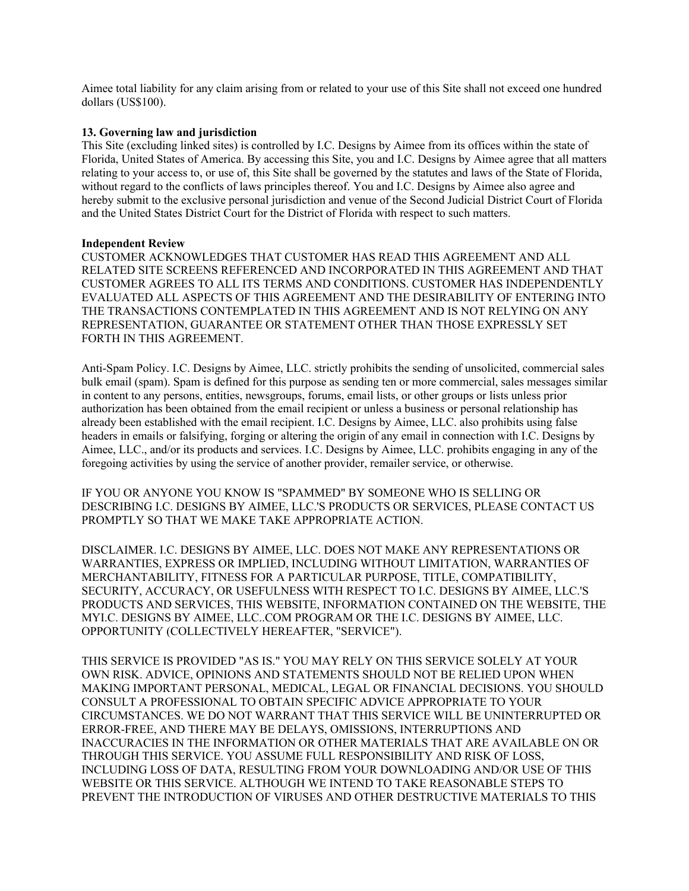Aimee total liability for any claim arising from or related to your use of this Site shall not exceed one hundred dollars (US$100).

**13. Governing law and jurisdiction**
This Site (excluding linked sites) is controlled by I.C. Designs by Aimee from its offices within the state of Florida, United States of America. By accessing this Site, you and I.C. Designs by Aimee agree that all matters relating to your access to, or use of, this Site shall be governed by the statutes and laws of the State of Florida, without regard to the conflicts of laws principles thereof. You and I.C. Designs by Aimee also agree and hereby submit to the exclusive personal jurisdiction and venue of the Second Judicial District Court of Florida and the United States District Court for the District of Florida with respect to such matters.

**Independent Review**
CUSTOMER ACKNOWLEDGES THAT CUSTOMER HAS READ THIS AGREEMENT AND ALL RELATED SITE SCREENS REFERENCED AND INCORPORATED IN THIS AGREEMENT AND THAT CUSTOMER AGREES TO ALL ITS TERMS AND CONDITIONS. CUSTOMER HAS INDEPENDENTLY EVALUATED ALL ASPECTS OF THIS AGREEMENT AND THE DESIRABILITY OF ENTERING INTO THE TRANSACTIONS CONTEMPLATED IN THIS AGREEMENT AND IS NOT RELYING ON ANY REPRESENTATION, GUARANTEE OR STATEMENT OTHER THAN THOSE EXPRESSLY SET FORTH IN THIS AGREEMENT.

Anti-Spam Policy. I.C. Designs by Aimee, LLC. strictly prohibits the sending of unsolicited, commercial sales bulk email (spam). Spam is defined for this purpose as sending ten or more commercial, sales messages similar in content to any persons, entities, newsgroups, forums, email lists, or other groups or lists unless prior authorization has been obtained from the email recipient or unless a business or personal relationship has already been established with the email recipient. I.C. Designs by Aimee, LLC. also prohibits using false headers in emails or falsifying, forging or altering the origin of any email in connection with I.C. Designs by Aimee, LLC., and/or its products and services. I.C. Designs by Aimee, LLC. prohibits engaging in any of the foregoing activities by using the service of another provider, remailer service, or otherwise.

IF YOU OR ANYONE YOU KNOW IS "SPAMMED" BY SOMEONE WHO IS SELLING OR DESCRIBING I.C. DESIGNS BY AIMEE, LLC.'S PRODUCTS OR SERVICES, PLEASE CONTACT US PROMPTLY SO THAT WE MAKE TAKE APPROPRIATE ACTION.

DISCLAIMER. I.C. DESIGNS BY AIMEE, LLC. DOES NOT MAKE ANY REPRESENTATIONS OR WARRANTIES, EXPRESS OR IMPLIED, INCLUDING WITHOUT LIMITATION, WARRANTIES OF MERCHANTABILITY, FITNESS FOR A PARTICULAR PURPOSE, TITLE, COMPATIBILITY, SECURITY, ACCURACY, OR USEFULNESS WITH RESPECT TO I.C. DESIGNS BY AIMEE, LLC.'S PRODUCTS AND SERVICES, THIS WEBSITE, INFORMATION CONTAINED ON THE WEBSITE, THE MYI.C. DESIGNS BY AIMEE, LLC..COM PROGRAM OR THE I.C. DESIGNS BY AIMEE, LLC. OPPORTUNITY (COLLECTIVELY HEREAFTER, "SERVICE").

THIS SERVICE IS PROVIDED "AS IS." YOU MAY RELY ON THIS SERVICE SOLELY AT YOUR OWN RISK. ADVICE, OPINIONS AND STATEMENTS SHOULD NOT BE RELIED UPON WHEN MAKING IMPORTANT PERSONAL, MEDICAL, LEGAL OR FINANCIAL DECISIONS. YOU SHOULD CONSULT A PROFESSIONAL TO OBTAIN SPECIFIC ADVICE APPROPRIATE TO YOUR CIRCUMSTANCES. WE DO NOT WARRANT THAT THIS SERVICE WILL BE UNINTERRUPTED OR ERROR-FREE, AND THERE MAY BE DELAYS, OMISSIONS, INTERRUPTIONS AND INACCURACIES IN THE INFORMATION OR OTHER MATERIALS THAT ARE AVAILABLE ON OR THROUGH THIS SERVICE. YOU ASSUME FULL RESPONSIBILITY AND RISK OF LOSS, INCLUDING LOSS OF DATA, RESULTING FROM YOUR DOWNLOADING AND/OR USE OF THIS WEBSITE OR THIS SERVICE. ALTHOUGH WE INTEND TO TAKE REASONABLE STEPS TO PREVENT THE INTRODUCTION OF VIRUSES AND OTHER DESTRUCTIVE MATERIALS TO THIS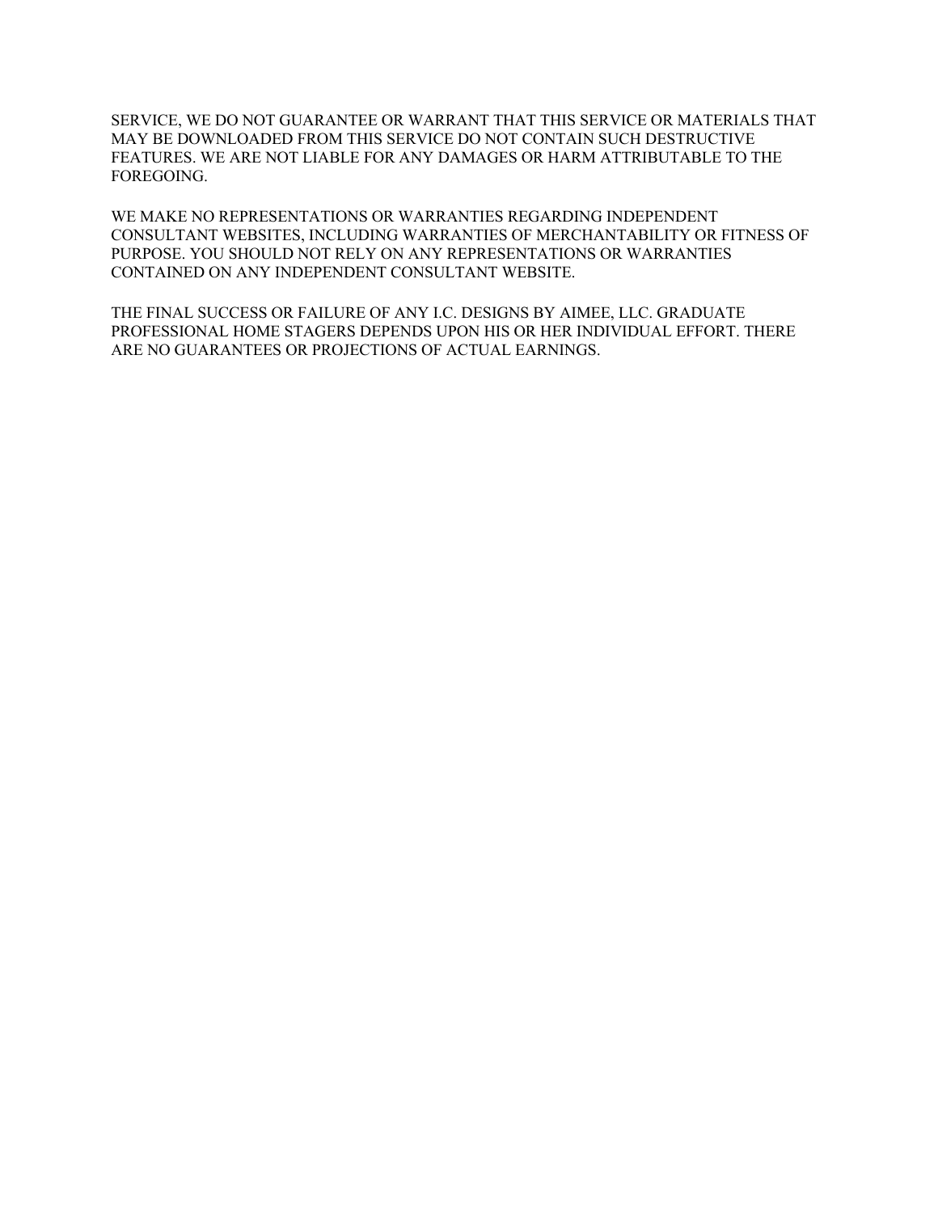SERVICE, WE DO NOT GUARANTEE OR WARRANT THAT THIS SERVICE OR MATERIALS THAT MAY BE DOWNLOADED FROM THIS SERVICE DO NOT CONTAIN SUCH DESTRUCTIVE FEATURES. WE ARE NOT LIABLE FOR ANY DAMAGES OR HARM ATTRIBUTABLE TO THE FOREGOING.

WE MAKE NO REPRESENTATIONS OR WARRANTIES REGARDING INDEPENDENT CONSULTANT WEBSITES, INCLUDING WARRANTIES OF MERCHANTABILITY OR FITNESS OF PURPOSE. YOU SHOULD NOT RELY ON ANY REPRESENTATIONS OR WARRANTIES CONTAINED ON ANY INDEPENDENT CONSULTANT WEBSITE.

THE FINAL SUCCESS OR FAILURE OF ANY I.C. DESIGNS BY AIMEE, LLC. GRADUATE PROFESSIONAL HOME STAGERS DEPENDS UPON HIS OR HER INDIVIDUAL EFFORT. THERE ARE NO GUARANTEES OR PROJECTIONS OF ACTUAL EARNINGS.